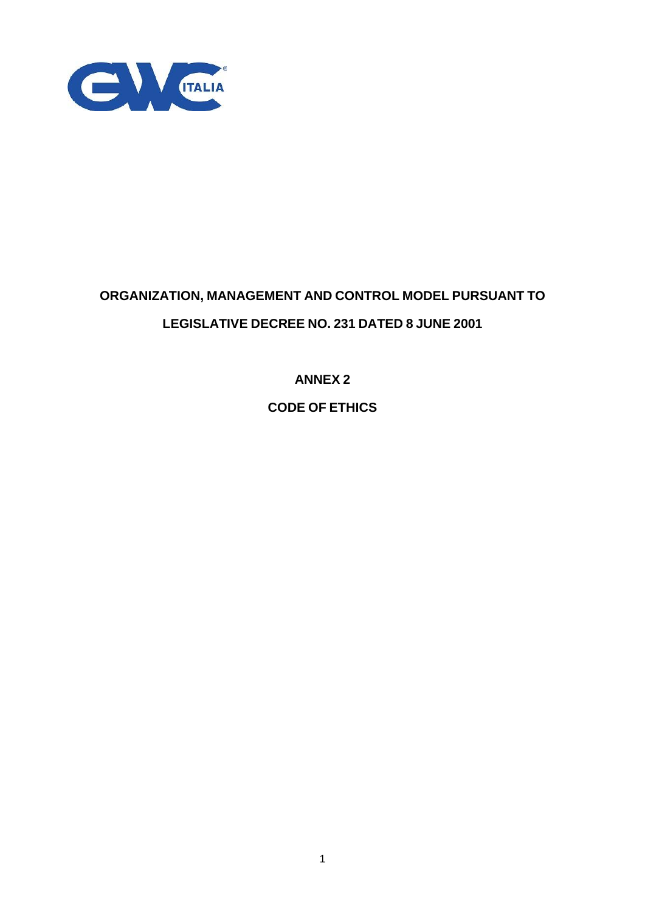# ORGANIZATION, MANAGEMENT AND CONTROL MODEL PURSUANT TO LEGISLATIVE DECREE NO. 231 DATED 8 JUNE 2001

## ANNEX 2

## CODE OF ETHICS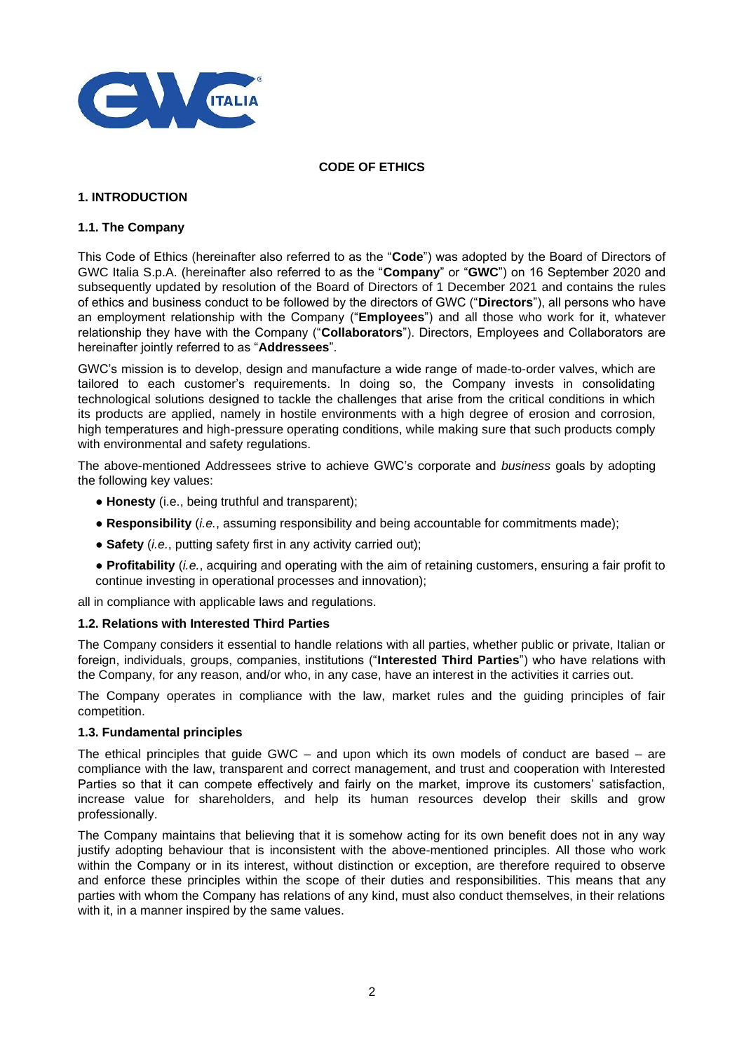# CODE OF ETHICS

## 1. INTRODUCTION

### 1.1. The Company

This Code of Ethics (hereinafter also referred to as the "**Code**") was adopted by the Board of Directors of GWC Italia S.p.A. (hereinafter also referred to as the "**Company**" or "**GWC**") on 16 September 2020 and subsequently updated by resolution of the Board of Directors of 1 December 2021 and contains the rules of ethics and business conduct to be followed by the directors of GWC ("**Directors**"), all persons who have an employment relationship with the Company ("**Employees**") and all those who work for it, whatever relationship they have with the Company ("**Collaborators**"). Directors, Employees and Collaborators are hereinafter jointly referred to as "**Addressees**".

GWC's mission is to develop, design and manufacture a wide range of made-to-order valves, which are tailored to each customer's requirements. In doing so, the Company invests in consolidating technological solutions designed to tackle the challenges that arise from the critical conditions in which its products are applied, namely in hostile environments with a high degree of erosion and corrosion, high temperatures and high-pressure operating conditions, while making sure that such products comply with environmental and safety regulations.

The above-mentioned Addressees strive to achieve GWC's corporate and *business* goals by adopting the following key values:

- **Honesty** (i.e., being truthful and transparent);
- **Responsibility** (*i.e.*, assuming responsibility and being accountable for commitments made);
- **Safety** (*i.e.*, putting safety first in any activity carried out);
- **Profitability** (*i.e.*, acquiring and operating with the aim of retaining customers, ensuring a fair profit to continue investing in operational processes and innovation);

all in compliance with applicable laws and regulations.

### 1.2. Relations with Interested Third Parties

The Company considers it essential to handle relations with all parties, whether public or private, Italian or foreign, individuals, groups, companies, institutions ("**Interested Third Parties**") who have relations with the Company, for any reason, and/or who, in any case, have an interest in the activities it carries out.

The Company operates in compliance with the law, market rules and the guiding principles of fair competition.

### 1.3. Fundamental principles

The ethical principles that guide GWC – and upon which its own models of conduct are based – are compliance with the law, transparent and correct management, and trust and cooperation with Interested Parties so that it can compete effectively and fairly on the market, improve its customers' satisfaction, increase value for shareholders, and help its human resources develop their skills and grow professionally.

The Company maintains that believing that it is somehow acting for its own benefit does not in any way justify adopting behaviour that is inconsistent with the above-mentioned principles. All those who work within the Company or in its interest, without distinction or exception, are therefore required to observe and enforce these principles within the scope of their duties and responsibilities. This means that any parties with whom the Company has relations of any kind, must also conduct themselves, in their relations with it, in a manner inspired by the same values.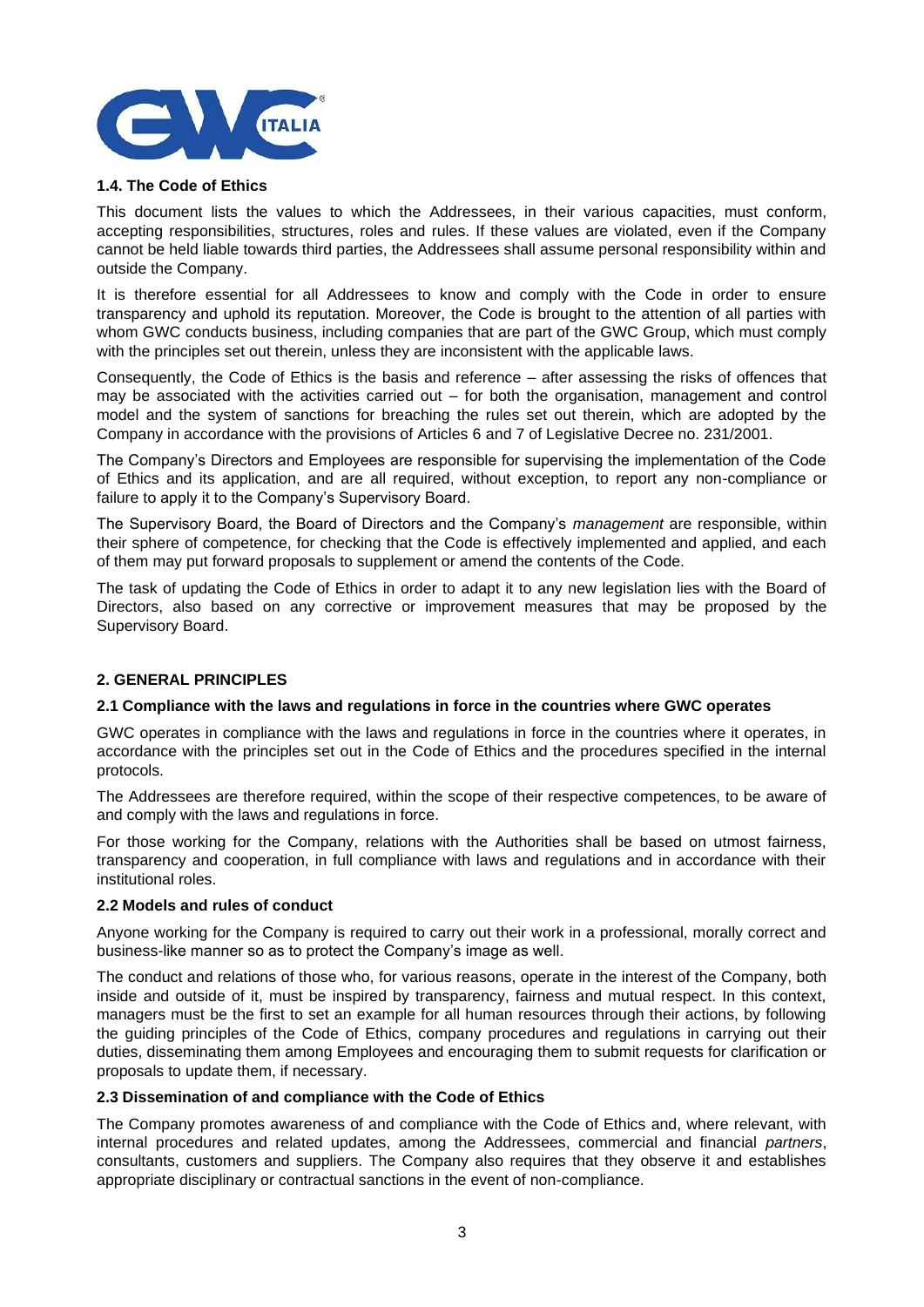### 1.4. The Code of Ethics

This document lists the values to which the Addressees, in their various capacities, must conform, accepting responsibilities, structures, roles and rules. If these values are violated, even if the Company cannot be held liable towards third parties, the Addressees shall assume personal responsibility within and outside the Company.

It is therefore essential for all Addressees to know and comply with the Code in order to ensure transparency and uphold its reputation. Moreover, the Code is brought to the attention of all parties with whom GWC conducts business, including companies that are part of the GWC Group, which must comply with the principles set out therein, unless they are inconsistent with the applicable laws.

Consequently, the Code of Ethics is the basis and reference – after assessing the risks of offences that may be associated with the activities carried out – for both the organisation, management and control model and the system of sanctions for breaching the rules set out therein, which are adopted by the Company in accordance with the provisions of Articles 6 and 7 of Legislative Decree no. 231/2001.

The Company's Directors and Employees are responsible for supervising the implementation of the Code of Ethics and its application, and are all required, without exception, to report any non-compliance or failure to apply it to the Company's Supervisory Board.

The Supervisory Board, the Board of Directors and the Company's *management* are responsible, within their sphere of competence, for checking that the Code is effectively implemented and applied, and each of them may put forward proposals to supplement or amend the contents of the Code.

The task of updating the Code of Ethics in order to adapt it to any new legislation lies with the Board of Directors, also based on any corrective or improvement measures that may be proposed by the Supervisory Board.

## 2. GENERAL PRINCIPLES

### 2.1 Compliance with the laws and regulations in force in the countries where GWC operates

GWC operates in compliance with the laws and regulations in force in the countries where it operates, in accordance with the principles set out in the Code of Ethics and the procedures specified in the internal protocols.

The Addressees are therefore required, within the scope of their respective competences, to be aware of and comply with the laws and regulations in force.

For those working for the Company, relations with the Authorities shall be based on utmost fairness, transparency and cooperation, in full compliance with laws and regulations and in accordance with their institutional roles.

### 2.2 Models and rules of conduct

Anyone working for the Company is required to carry out their work in a professional, morally correct and business-like manner so as to protect the Company's image as well.

The conduct and relations of those who, for various reasons, operate in the interest of the Company, both inside and outside of it, must be inspired by transparency, fairness and mutual respect. In this context, managers must be the first to set an example for all human resources through their actions, by following the guiding principles of the Code of Ethics, company procedures and regulations in carrying out their duties, disseminating them among Employees and encouraging them to submit requests for clarification or proposals to update them, if necessary.

### 2.3 Dissemination of and compliance with the Code of Ethics

The Company promotes awareness of and compliance with the Code of Ethics and, where relevant, with internal procedures and related updates, among the Addressees, commercial and financial *partners*, consultants, customers and suppliers. The Company also requires that they observe it and establishes appropriate disciplinary or contractual sanctions in the event of non-compliance.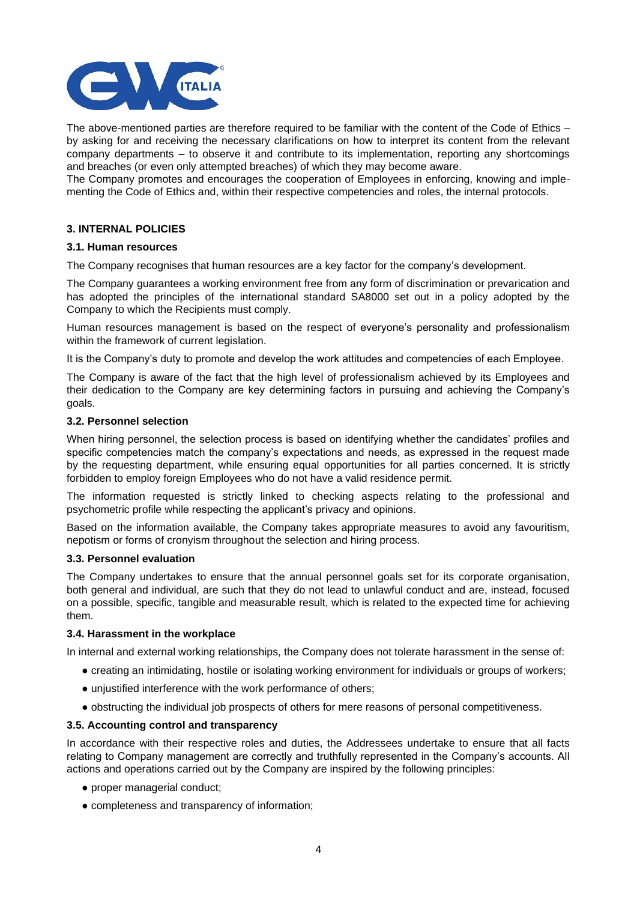The above-mentioned parties are therefore required to be familiar with the content of the Code of Ethics – by asking for and receiving the necessary clarifications on how to interpret its content from the relevant company departments – to observe it and contribute to its implementation, reporting any shortcomings and breaches (or even only attempted breaches) of which they may become aware.

The Company promotes and encourages the cooperation of Employees in enforcing, knowing and implementing the Code of Ethics and, within their respective competencies and roles, the internal protocols.

## 3. INTERNAL POLICIES

### 3.1. Human resources

The Company recognises that human resources are a key factor for the company's development.

The Company guarantees a working environment free from any form of discrimination or prevarication and has adopted the principles of the international standard SA8000 set out in a policy adopted by the Company to which the Recipients must comply.

Human resources management is based on the respect of everyone's personality and professionalism within the framework of current legislation.

It is the Company's duty to promote and develop the work attitudes and competencies of each Employee.

The Company is aware of the fact that the high level of professionalism achieved by its Employees and their dedication to the Company are key determining factors in pursuing and achieving the Company's goals.

### 3.2. Personnel selection

When hiring personnel, the selection process is based on identifying whether the candidates' profiles and specific competencies match the company's expectations and needs, as expressed in the request made by the requesting department, while ensuring equal opportunities for all parties concerned. It is strictly forbidden to employ foreign Employees who do not have a valid residence permit.

The information requested is strictly linked to checking aspects relating to the professional and psychometric profile while respecting the applicant's privacy and opinions.

Based on the information available, the Company takes appropriate measures to avoid any favouritism, nepotism or forms of cronyism throughout the selection and hiring process.

### 3.3. Personnel evaluation

The Company undertakes to ensure that the annual personnel goals set for its corporate organisation, both general and individual, are such that they do not lead to unlawful conduct and are, instead, focused on a possible, specific, tangible and measurable result, which is related to the expected time for achieving them.

### 3.4. Harassment in the workplace

In internal and external working relationships, the Company does not tolerate harassment in the sense of:

- creating an intimidating, hostile or isolating working environment for individuals or groups of workers;
- unjustified interference with the work performance of others;
- obstructing the individual job prospects of others for mere reasons of personal competitiveness.

### 3.5. Accounting control and transparency

In accordance with their respective roles and duties, the Addressees undertake to ensure that all facts relating to Company management are correctly and truthfully represented in the Company's accounts. All actions and operations carried out by the Company are inspired by the following principles:

- proper managerial conduct;
- completeness and transparency of information;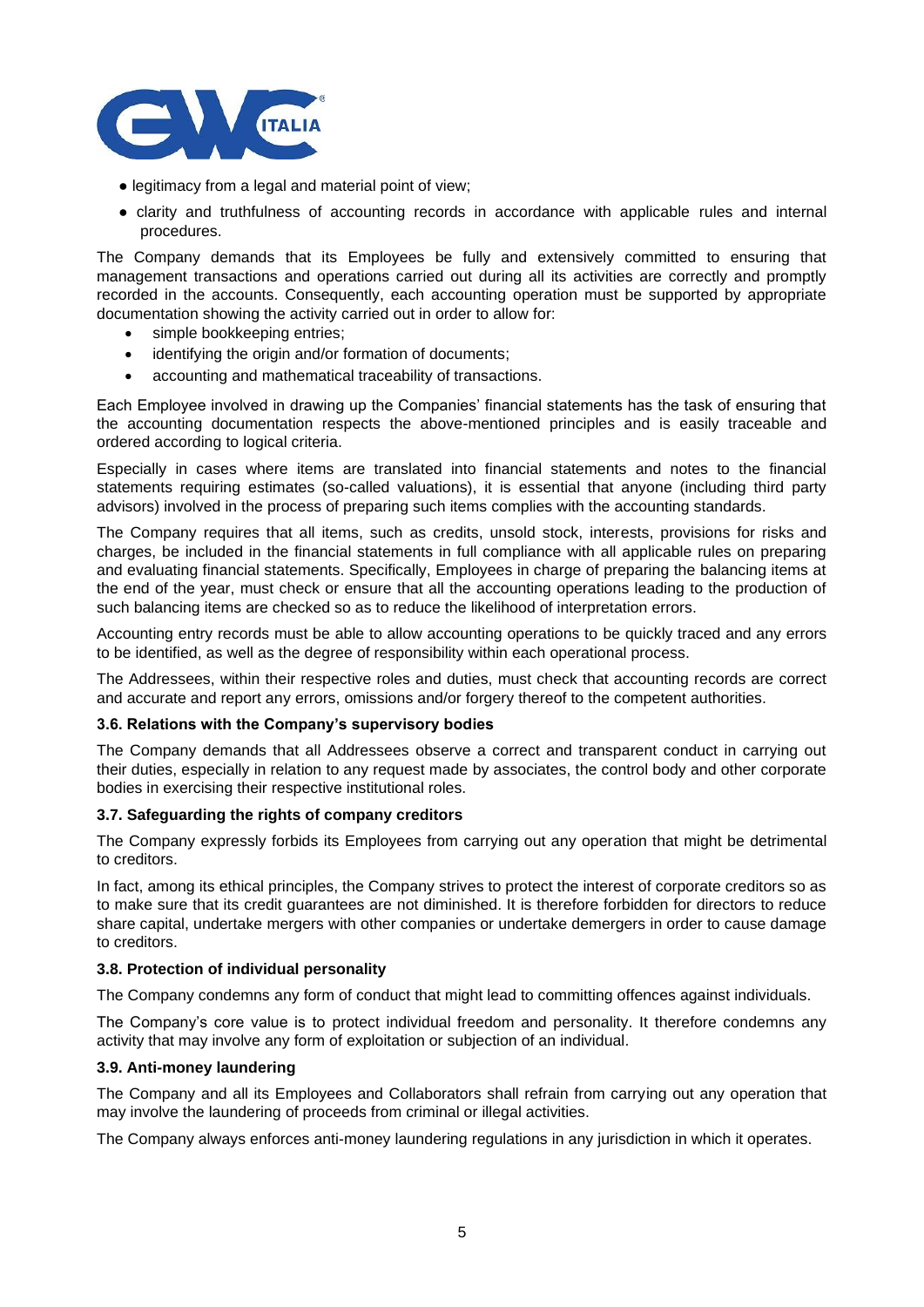- legitimacy from a legal and material point of view;
- clarity and truthfulness of accounting records in accordance with applicable rules and internal procedures.

The Company demands that its Employees be fully and extensively committed to ensuring that management transactions and operations carried out during all its activities are correctly and promptly recorded in the accounts. Consequently, each accounting operation must be supported by appropriate documentation showing the activity carried out in order to allow for:

- simple bookkeeping entries;
- identifying the origin and/or formation of documents;
- accounting and mathematical traceability of transactions.

Each Employee involved in drawing up the Companies' financial statements has the task of ensuring that the accounting documentation respects the above-mentioned principles and is easily traceable and ordered according to logical criteria.

Especially in cases where items are translated into financial statements and notes to the financial statements requiring estimates (so-called valuations), it is essential that anyone (including third party advisors) involved in the process of preparing such items complies with the accounting standards.

The Company requires that all items, such as credits, unsold stock, interests, provisions for risks and charges, be included in the financial statements in full compliance with all applicable rules on preparing and evaluating financial statements. Specifically, Employees in charge of preparing the balancing items at the end of the year, must check or ensure that all the accounting operations leading to the production of such balancing items are checked so as to reduce the likelihood of interpretation errors.

Accounting entry records must be able to allow accounting operations to be quickly traced and any errors to be identified, as well as the degree of responsibility within each operational process.

The Addressees, within their respective roles and duties, must check that accounting records are correct and accurate and report any errors, omissions and/or forgery thereof to the competent authorities.

### 3.6. Relations with the Company's supervisory bodies

The Company demands that all Addressees observe a correct and transparent conduct in carrying out their duties, especially in relation to any request made by associates, the control body and other corporate bodies in exercising their respective institutional roles.

### 3.7. Safeguarding the rights of company creditors

The Company expressly forbids its Employees from carrying out any operation that might be detrimental to creditors.

In fact, among its ethical principles, the Company strives to protect the interest of corporate creditors so as to make sure that its credit guarantees are not diminished. It is therefore forbidden for directors to reduce share capital, undertake mergers with other companies or undertake demergers in order to cause damage to creditors.

### 3.8. Protection of individual personality

The Company condemns any form of conduct that might lead to committing offences against individuals.

The Company's core value is to protect individual freedom and personality. It therefore condemns any activity that may involve any form of exploitation or subjection of an individual.

### 3.9. Anti-money laundering

The Company and all its Employees and Collaborators shall refrain from carrying out any operation that may involve the laundering of proceeds from criminal or illegal activities.

The Company always enforces anti-money laundering regulations in any jurisdiction in which it operates.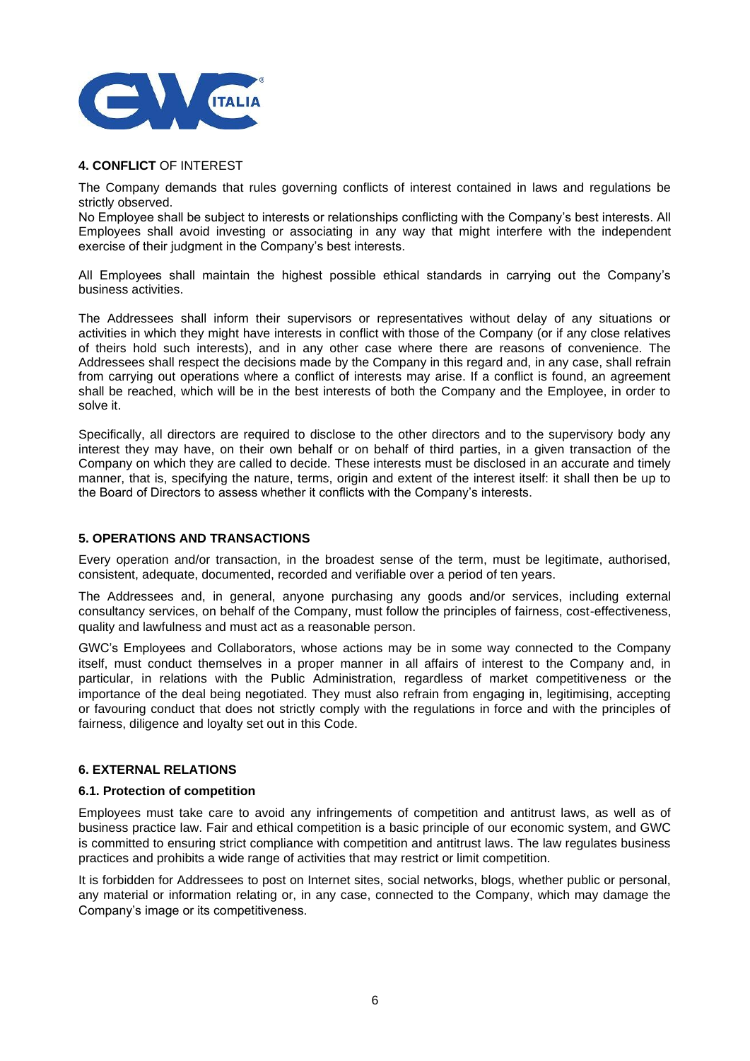## 4. CONFLICT OF INTEREST

The Company demands that rules governing conflicts of interest contained in laws and regulations be strictly observed.
No Employee shall be subject to interests or relationships conflicting with the Company's best interests. All Employees shall avoid investing or associating in any way that might interfere with the independent exercise of their judgment in the Company's best interests.

All Employees shall maintain the highest possible ethical standards in carrying out the Company's business activities.

The Addressees shall inform their supervisors or representatives without delay of any situations or activities in which they might have interests in conflict with those of the Company (or if any close relatives of theirs hold such interests), and in any other case where there are reasons of convenience. The Addressees shall respect the decisions made by the Company in this regard and, in any case, shall refrain from carrying out operations where a conflict of interests may arise. If a conflict is found, an agreement shall be reached, which will be in the best interests of both the Company and the Employee, in order to solve it.

Specifically, all directors are required to disclose to the other directors and to the supervisory body any interest they may have, on their own behalf or on behalf of third parties, in a given transaction of the Company on which they are called to decide. These interests must be disclosed in an accurate and timely manner, that is, specifying the nature, terms, origin and extent of the interest itself: it shall then be up to the Board of Directors to assess whether it conflicts with the Company's interests.

## 5. OPERATIONS AND TRANSACTIONS

Every operation and/or transaction, in the broadest sense of the term, must be legitimate, authorised, consistent, adequate, documented, recorded and verifiable over a period of ten years.

The Addressees and, in general, anyone purchasing any goods and/or services, including external consultancy services, on behalf of the Company, must follow the principles of fairness, cost-effectiveness, quality and lawfulness and must act as a reasonable person.

GWC's Employees and Collaborators, whose actions may be in some way connected to the Company itself, must conduct themselves in a proper manner in all affairs of interest to the Company and, in particular, in relations with the Public Administration, regardless of market competitiveness or the importance of the deal being negotiated. They must also refrain from engaging in, legitimising, accepting or favouring conduct that does not strictly comply with the regulations in force and with the principles of fairness, diligence and loyalty set out in this Code.

## 6. EXTERNAL RELATIONS

### 6.1. Protection of competition

Employees must take care to avoid any infringements of competition and antitrust laws, as well as of business practice law. Fair and ethical competition is a basic principle of our economic system, and GWC is committed to ensuring strict compliance with competition and antitrust laws. The law regulates business practices and prohibits a wide range of activities that may restrict or limit competition.

It is forbidden for Addressees to post on Internet sites, social networks, blogs, whether public or personal, any material or information relating or, in any case, connected to the Company, which may damage the Company's image or its competitiveness.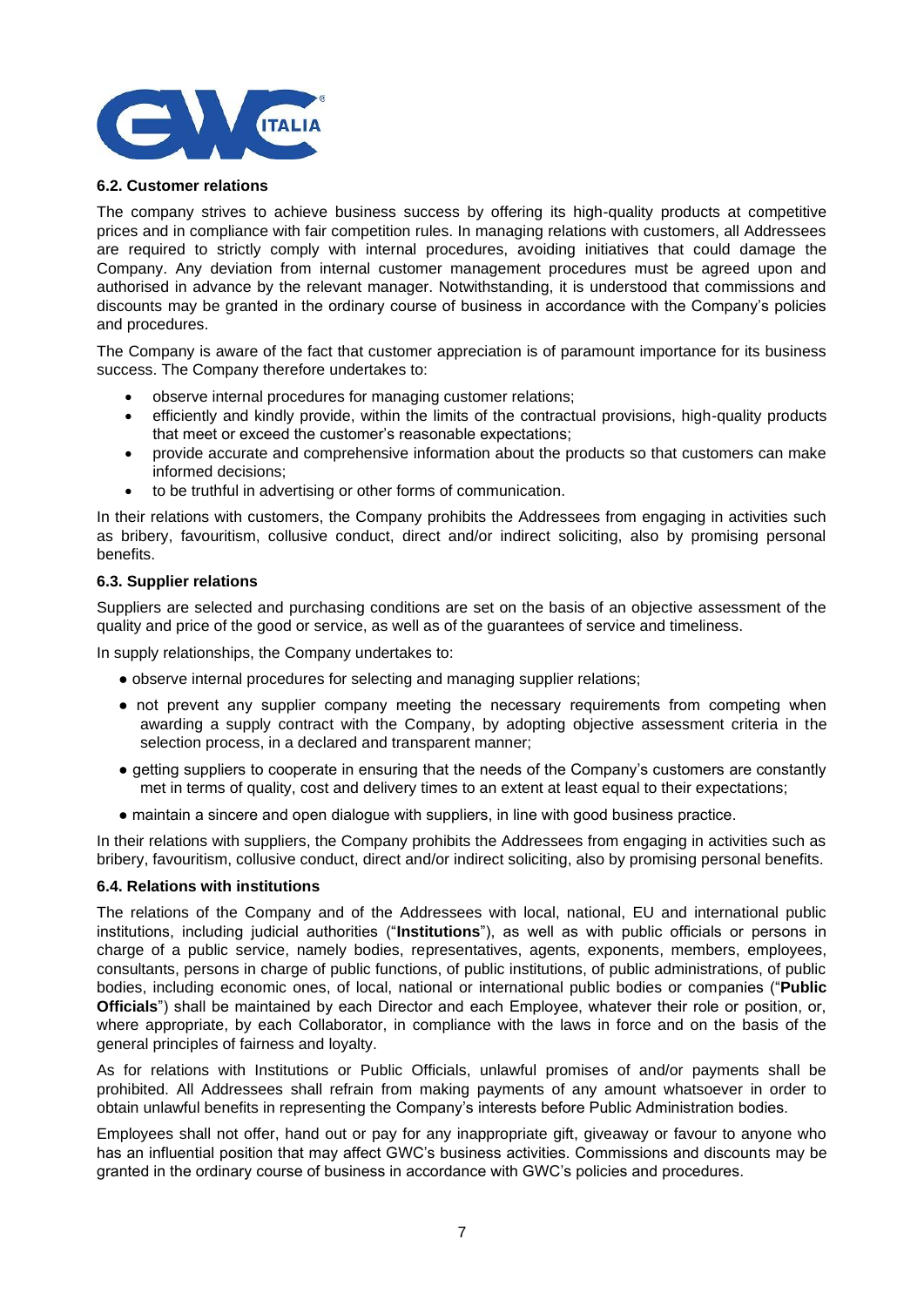### 6.2. Customer relations

The company strives to achieve business success by offering its high-quality products at competitive prices and in compliance with fair competition rules. In managing relations with customers, all Addressees are required to strictly comply with internal procedures, avoiding initiatives that could damage the Company. Any deviation from internal customer management procedures must be agreed upon and authorised in advance by the relevant manager. Notwithstanding, it is understood that commissions and discounts may be granted in the ordinary course of business in accordance with the Company's policies and procedures.

The Company is aware of the fact that customer appreciation is of paramount importance for its business success. The Company therefore undertakes to:

- observe internal procedures for managing customer relations;
- efficiently and kindly provide, within the limits of the contractual provisions, high-quality products that meet or exceed the customer's reasonable expectations;
- provide accurate and comprehensive information about the products so that customers can make informed decisions;
- to be truthful in advertising or other forms of communication.

In their relations with customers, the Company prohibits the Addressees from engaging in activities such as bribery, favouritism, collusive conduct, direct and/or indirect soliciting, also by promising personal benefits.

### 6.3. Supplier relations

Suppliers are selected and purchasing conditions are set on the basis of an objective assessment of the quality and price of the good or service, as well as of the guarantees of service and timeliness.

In supply relationships, the Company undertakes to:

- observe internal procedures for selecting and managing supplier relations;
- not prevent any supplier company meeting the necessary requirements from competing when awarding a supply contract with the Company, by adopting objective assessment criteria in the selection process, in a declared and transparent manner;
- getting suppliers to cooperate in ensuring that the needs of the Company's customers are constantly met in terms of quality, cost and delivery times to an extent at least equal to their expectations;
- maintain a sincere and open dialogue with suppliers, in line with good business practice.

In their relations with suppliers, the Company prohibits the Addressees from engaging in activities such as bribery, favouritism, collusive conduct, direct and/or indirect soliciting, also by promising personal benefits.

### 6.4. Relations with institutions

The relations of the Company and of the Addressees with local, national, EU and international public institutions, including judicial authorities ("**Institutions**"), as well as with public officials or persons in charge of a public service, namely bodies, representatives, agents, exponents, members, employees, consultants, persons in charge of public functions, of public institutions, of public administrations, of public bodies, including economic ones, of local, national or international public bodies or companies ("**Public Officials**") shall be maintained by each Director and each Employee, whatever their role or position, or, where appropriate, by each Collaborator, in compliance with the laws in force and on the basis of the general principles of fairness and loyalty.

As for relations with Institutions or Public Officials, unlawful promises of and/or payments shall be prohibited. All Addressees shall refrain from making payments of any amount whatsoever in order to obtain unlawful benefits in representing the Company's interests before Public Administration bodies.

Employees shall not offer, hand out or pay for any inappropriate gift, giveaway or favour to anyone who has an influential position that may affect GWC's business activities. Commissions and discounts may be granted in the ordinary course of business in accordance with GWC's policies and procedures.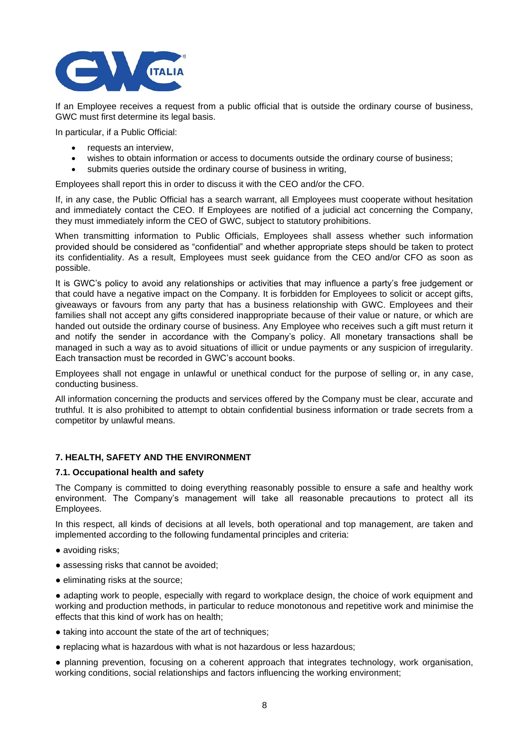If an Employee receives a request from a public official that is outside the ordinary course of business, GWC must first determine its legal basis.

In particular, if a Public Official:

- requests an interview,
- wishes to obtain information or access to documents outside the ordinary course of business;
- submits queries outside the ordinary course of business in writing,

Employees shall report this in order to discuss it with the CEO and/or the CFO.

If, in any case, the Public Official has a search warrant, all Employees must cooperate without hesitation and immediately contact the CEO. If Employees are notified of a judicial act concerning the Company, they must immediately inform the CEO of GWC, subject to statutory prohibitions.

When transmitting information to Public Officials, Employees shall assess whether such information provided should be considered as "confidential" and whether appropriate steps should be taken to protect its confidentiality. As a result, Employees must seek guidance from the CEO and/or CFO as soon as possible.

It is GWC's policy to avoid any relationships or activities that may influence a party's free judgement or that could have a negative impact on the Company. It is forbidden for Employees to solicit or accept gifts, giveaways or favours from any party that has a business relationship with GWC. Employees and their families shall not accept any gifts considered inappropriate because of their value or nature, or which are handed out outside the ordinary course of business. Any Employee who receives such a gift must return it and notify the sender in accordance with the Company's policy. All monetary transactions shall be managed in such a way as to avoid situations of illicit or undue payments or any suspicion of irregularity. Each transaction must be recorded in GWC's account books.

Employees shall not engage in unlawful or unethical conduct for the purpose of selling or, in any case, conducting business.

All information concerning the products and services offered by the Company must be clear, accurate and truthful. It is also prohibited to attempt to obtain confidential business information or trade secrets from a competitor by unlawful means.

## 7. HEALTH, SAFETY AND THE ENVIRONMENT

### 7.1. Occupational health and safety

The Company is committed to doing everything reasonably possible to ensure a safe and healthy work environment. The Company's management will take all reasonable precautions to protect all its Employees.

In this respect, all kinds of decisions at all levels, both operational and top management, are taken and implemented according to the following fundamental principles and criteria:

- avoiding risks;
- assessing risks that cannot be avoided;
- eliminating risks at the source;
- adapting work to people, especially with regard to workplace design, the choice of work equipment and working and production methods, in particular to reduce monotonous and repetitive work and minimise the effects that this kind of work has on health;
- taking into account the state of the art of techniques;
- replacing what is hazardous with what is not hazardous or less hazardous;
- planning prevention, focusing on a coherent approach that integrates technology, work organisation, working conditions, social relationships and factors influencing the working environment;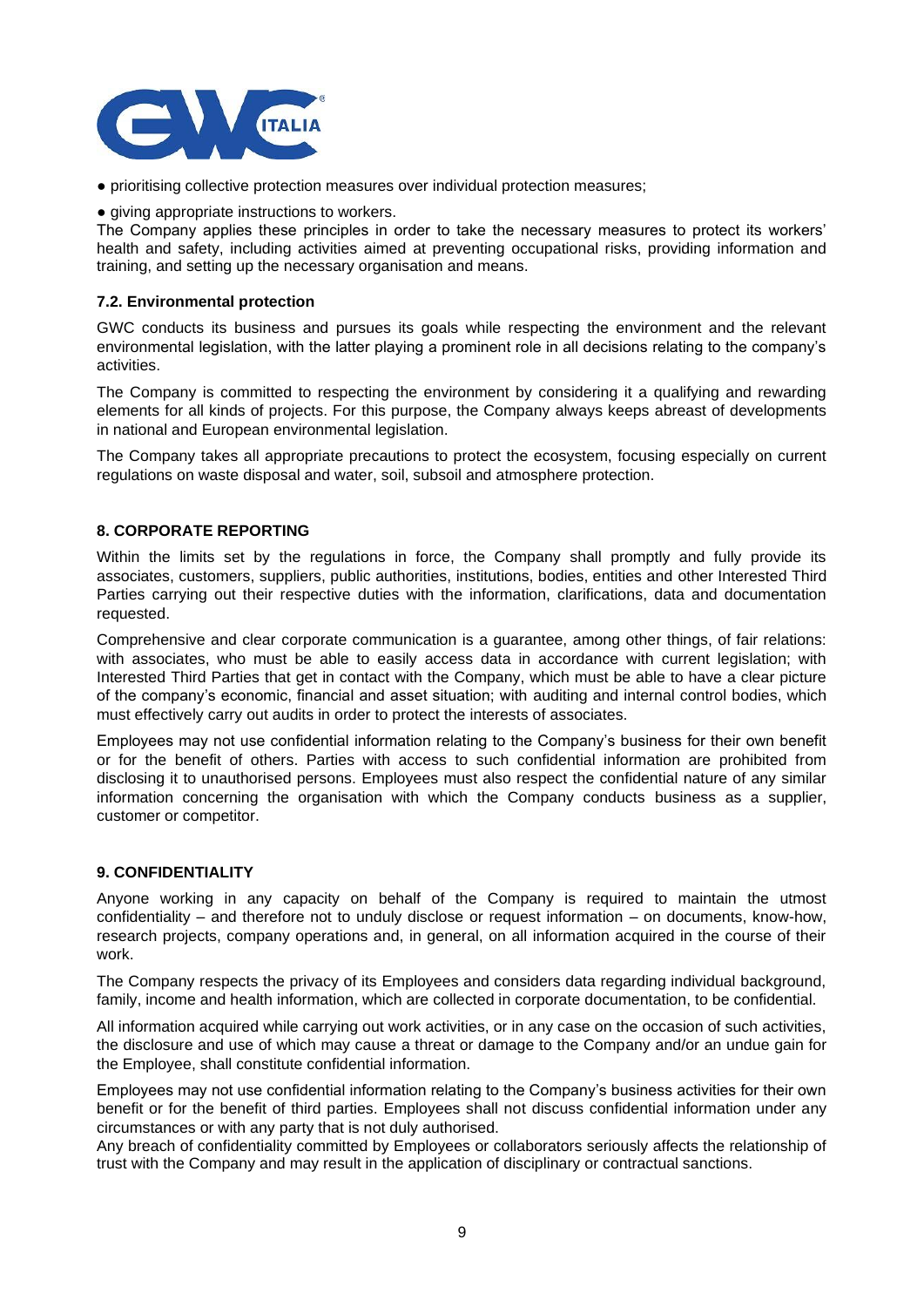- prioritising collective protection measures over individual protection measures;
- giving appropriate instructions to workers.

The Company applies these principles in order to take the necessary measures to protect its workers' health and safety, including activities aimed at preventing occupational risks, providing information and training, and setting up the necessary organisation and means.

### 7.2. Environmental protection

GWC conducts its business and pursues its goals while respecting the environment and the relevant environmental legislation, with the latter playing a prominent role in all decisions relating to the company's activities.

The Company is committed to respecting the environment by considering it a qualifying and rewarding elements for all kinds of projects. For this purpose, the Company always keeps abreast of developments in national and European environmental legislation.

The Company takes all appropriate precautions to protect the ecosystem, focusing especially on current regulations on waste disposal and water, soil, subsoil and atmosphere protection.

## 8. CORPORATE REPORTING

Within the limits set by the regulations in force, the Company shall promptly and fully provide its associates, customers, suppliers, public authorities, institutions, bodies, entities and other Interested Third Parties carrying out their respective duties with the information, clarifications, data and documentation requested.

Comprehensive and clear corporate communication is a guarantee, among other things, of fair relations: with associates, who must be able to easily access data in accordance with current legislation; with Interested Third Parties that get in contact with the Company, which must be able to have a clear picture of the company's economic, financial and asset situation; with auditing and internal control bodies, which must effectively carry out audits in order to protect the interests of associates.

Employees may not use confidential information relating to the Company's business for their own benefit or for the benefit of others. Parties with access to such confidential information are prohibited from disclosing it to unauthorised persons. Employees must also respect the confidential nature of any similar information concerning the organisation with which the Company conducts business as a supplier, customer or competitor.

## 9. CONFIDENTIALITY

Anyone working in any capacity on behalf of the Company is required to maintain the utmost confidentiality – and therefore not to unduly disclose or request information – on documents, know-how, research projects, company operations and, in general, on all information acquired in the course of their work.

The Company respects the privacy of its Employees and considers data regarding individual background, family, income and health information, which are collected in corporate documentation, to be confidential.

All information acquired while carrying out work activities, or in any case on the occasion of such activities, the disclosure and use of which may cause a threat or damage to the Company and/or an undue gain for the Employee, shall constitute confidential information.

Employees may not use confidential information relating to the Company's business activities for their own benefit or for the benefit of third parties. Employees shall not discuss confidential information under any circumstances or with any party that is not duly authorised.

Any breach of confidentiality committed by Employees or collaborators seriously affects the relationship of trust with the Company and may result in the application of disciplinary or contractual sanctions.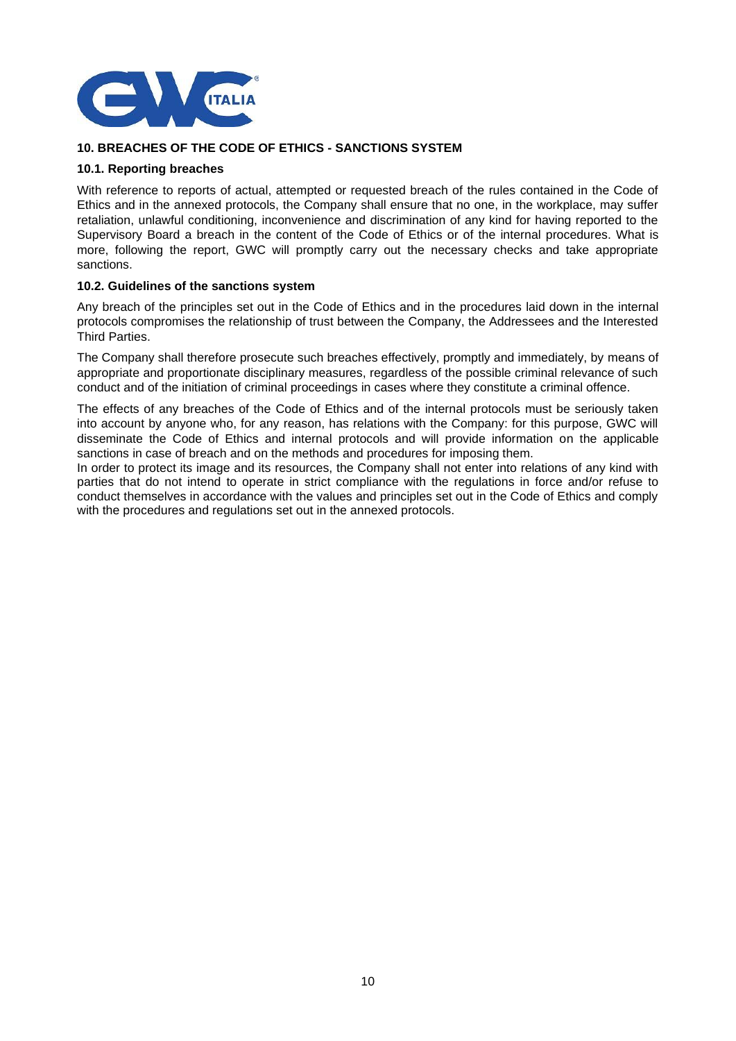## 10. BREACHES OF THE CODE OF ETHICS - SANCTIONS SYSTEM

### 10.1. Reporting breaches

With reference to reports of actual, attempted or requested breach of the rules contained in the Code of Ethics and in the annexed protocols, the Company shall ensure that no one, in the workplace, may suffer retaliation, unlawful conditioning, inconvenience and discrimination of any kind for having reported to the Supervisory Board a breach in the content of the Code of Ethics or of the internal procedures. What is more, following the report, GWC will promptly carry out the necessary checks and take appropriate sanctions.

### 10.2. Guidelines of the sanctions system

Any breach of the principles set out in the Code of Ethics and in the procedures laid down in the internal protocols compromises the relationship of trust between the Company, the Addressees and the Interested Third Parties.

The Company shall therefore prosecute such breaches effectively, promptly and immediately, by means of appropriate and proportionate disciplinary measures, regardless of the possible criminal relevance of such conduct and of the initiation of criminal proceedings in cases where they constitute a criminal offence.

The effects of any breaches of the Code of Ethics and of the internal protocols must be seriously taken into account by anyone who, for any reason, has relations with the Company: for this purpose, GWC will disseminate the Code of Ethics and internal protocols and will provide information on the applicable sanctions in case of breach and on the methods and procedures for imposing them.

In order to protect its image and its resources, the Company shall not enter into relations of any kind with parties that do not intend to operate in strict compliance with the regulations in force and/or refuse to conduct themselves in accordance with the values and principles set out in the Code of Ethics and comply with the procedures and regulations set out in the annexed protocols.